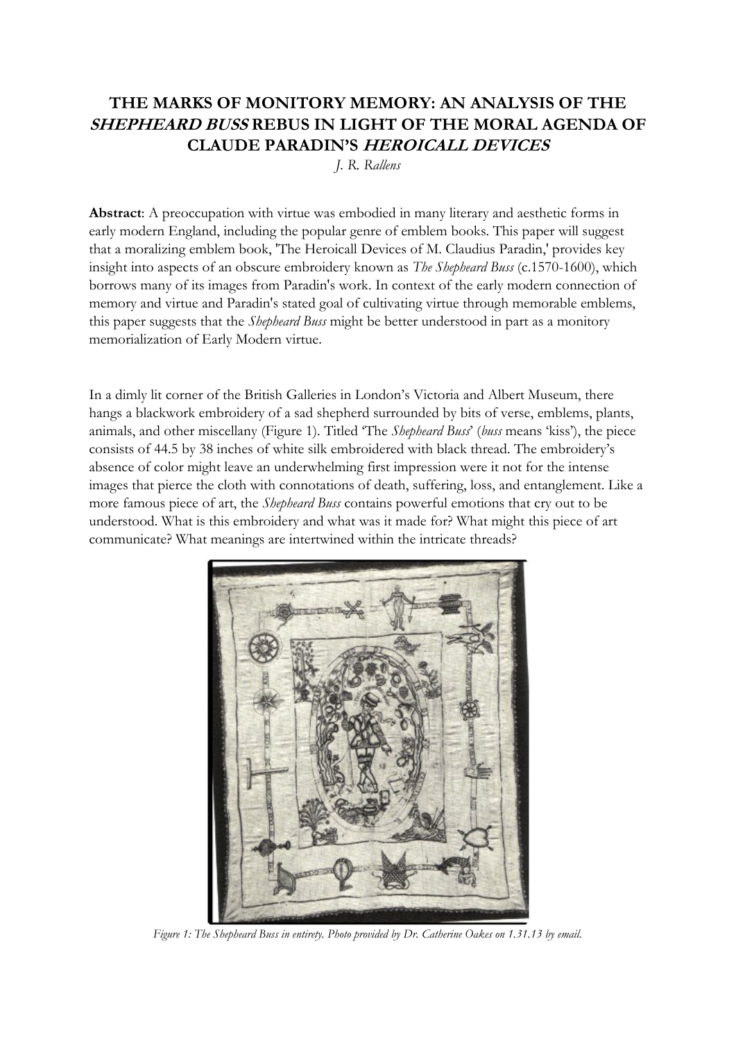# THE MARKS OF MONITORY MEMORY: AN ANALYSIS OF THE *SHEPHEARD BUSS* REBUS IN LIGHT OF THE MORAL AGENDA OF CLAUDE PARADIN'S *HEROICALL DEVICES*

*J. R. Rallens*

**Abstract**: A preoccupation with virtue was embodied in many literary and aesthetic forms in early modern England, including the popular genre of emblem books. This paper will suggest that a moralizing emblem book, 'The Heroicall Devices of M. Claudius Paradin,' provides key insight into aspects of an obscure embroidery known as *The Shepheard Buss* (c.1570-1600), which borrows many of its images from Paradin's work. In context of the early modern connection of memory and virtue and Paradin's stated goal of cultivating virtue through memorable emblems, this paper suggests that the *Shepheard Buss* might be better understood in part as a monitory memorialization of Early Modern virtue.

In a dimly lit corner of the British Galleries in London's Victoria and Albert Museum, there hangs a blackwork embroidery of a sad shepherd surrounded by bits of verse, emblems, plants, animals, and other miscellany (Figure 1). Titled 'The *Shepheard Buss*' (*buss* means 'kiss'), the piece consists of 44.5 by 38 inches of white silk embroidered with black thread. The embroidery's absence of color might leave an underwhelming first impression were it not for the intense images that pierce the cloth with connotations of death, suffering, loss, and entanglement. Like a more famous piece of art, the *Shepheard Buss* contains powerful emotions that cry out to be understood. What is this embroidery and what was it made for? What might this piece of art communicate? What meanings are intertwined within the intricate threads?

*Figure 1: The Shepheard Buss in entirety. Photo provided by Dr. Catherine Oakes on 1.31.13 by email.*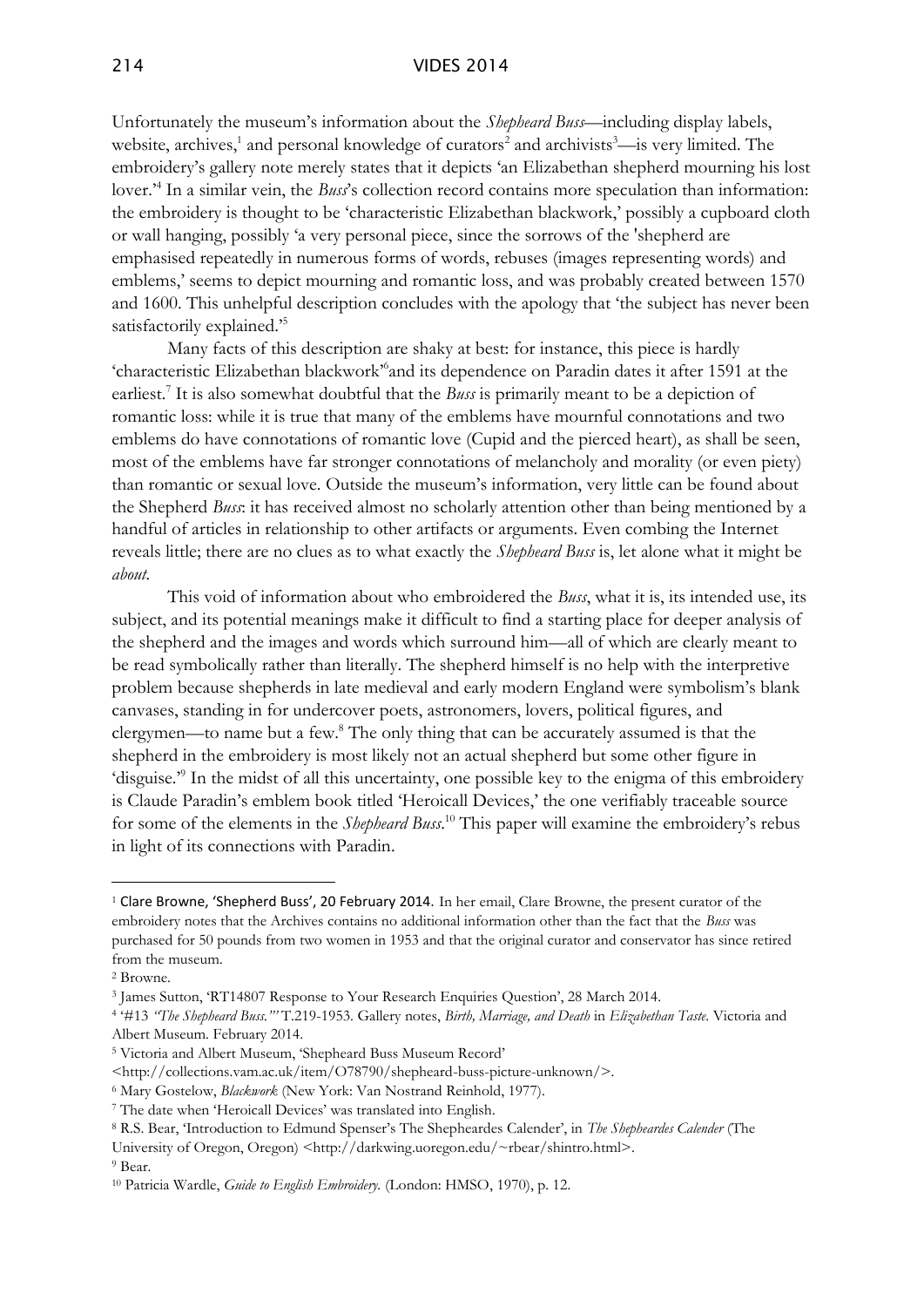Unfortunately the museum's information about the *Shepheard Buss*—including display labels, website, archives,[1] and personal knowledge of curators[2] and archivists[3]—is very limited. The embroidery's gallery note merely states that it depicts 'an Elizabethan shepherd mourning his lost lover.'[4] In a similar vein, the *Buss*'s collection record contains more speculation than information: the embroidery is thought to be 'characteristic Elizabethan blackwork,' possibly a cupboard cloth or wall hanging, possibly 'a very personal piece, since the sorrows of the 'shepherd are emphasised repeatedly in numerous forms of words, rebuses (images representing words) and emblems,' seems to depict mourning and romantic loss, and was probably created between 1570 and 1600. This unhelpful description concludes with the apology that 'the subject has never been satisfactorily explained.'[5]

Many facts of this description are shaky at best: for instance, this piece is hardly 'characteristic Elizabethan blackwork'[6]and its dependence on Paradin dates it after 1591 at the earliest.[7] It is also somewhat doubtful that the *Buss* is primarily meant to be a depiction of romantic loss: while it is true that many of the emblems have mournful connotations and two emblems do have connotations of romantic love (Cupid and the pierced heart), as shall be seen, most of the emblems have far stronger connotations of melancholy and morality (or even piety) than romantic or sexual love. Outside the museum's information, very little can be found about the Shepherd *Buss*: it has received almost no scholarly attention other than being mentioned by a handful of articles in relationship to other artifacts or arguments. Even combing the Internet reveals little; there are no clues as to what exactly the *Shepheard Buss* is, let alone what it might be *about*.

This void of information about who embroidered the *Buss*, what it is, its intended use, its subject, and its potential meanings make it difficult to find a starting place for deeper analysis of the shepherd and the images and words which surround him—all of which are clearly meant to be read symbolically rather than literally. The shepherd himself is no help with the interpretive problem because shepherds in late medieval and early modern England were symbolism's blank canvases, standing in for undercover poets, astronomers, lovers, political figures, and clergymen—to name but a few.[8] The only thing that can be accurately assumed is that the shepherd in the embroidery is most likely not an actual shepherd but some other figure in 'disguise.'[9] In the midst of all this uncertainty, one possible key to the enigma of this embroidery is Claude Paradin's emblem book titled 'Heroicall Devices,' the one verifiably traceable source for some of the elements in the *Shepheard Buss*.[10] This paper will examine the embroidery's rebus in light of its connections with Paradin.

---

[1] Clare Browne, 'Shepherd Buss', 20 February 2014. In her email, Clare Browne, the present curator of the embroidery notes that the Archives contains no additional information other than the fact that the *Buss* was purchased for 50 pounds from two women in 1953 and that the original curator and conservator has since retired from the museum.

[2] Browne.

[3] James Sutton, 'RT14807 Response to Your Research Enquiries Question', 28 March 2014.

[4] '#13 *"The Shepheard Buss."'* T.219-1953. Gallery notes, *Birth, Marriage, and Death* in *Elizabethan Taste*. Victoria and Albert Museum. February 2014.

[5] Victoria and Albert Museum, 'Shepheard Buss Museum Record' <http://collections.vam.ac.uk/item/O78790/shepheard-buss-picture-unknown/>.

[6] Mary Gostelow, *Blackwork* (New York: Van Nostrand Reinhold, 1977).

[7] The date when 'Heroicall Devices' was translated into English.

[8] R.S. Bear, 'Introduction to Edmund Spenser's The Shepheardes Calender', in *The Shepheardes Calender* (The University of Oregon, Oregon) <http://darkwing.uoregon.edu/~rbear/shintro.html>.

[9] Bear.

[10] Patricia Wardle, *Guide to English Embroidery.* (London: HMSO, 1970), p. 12.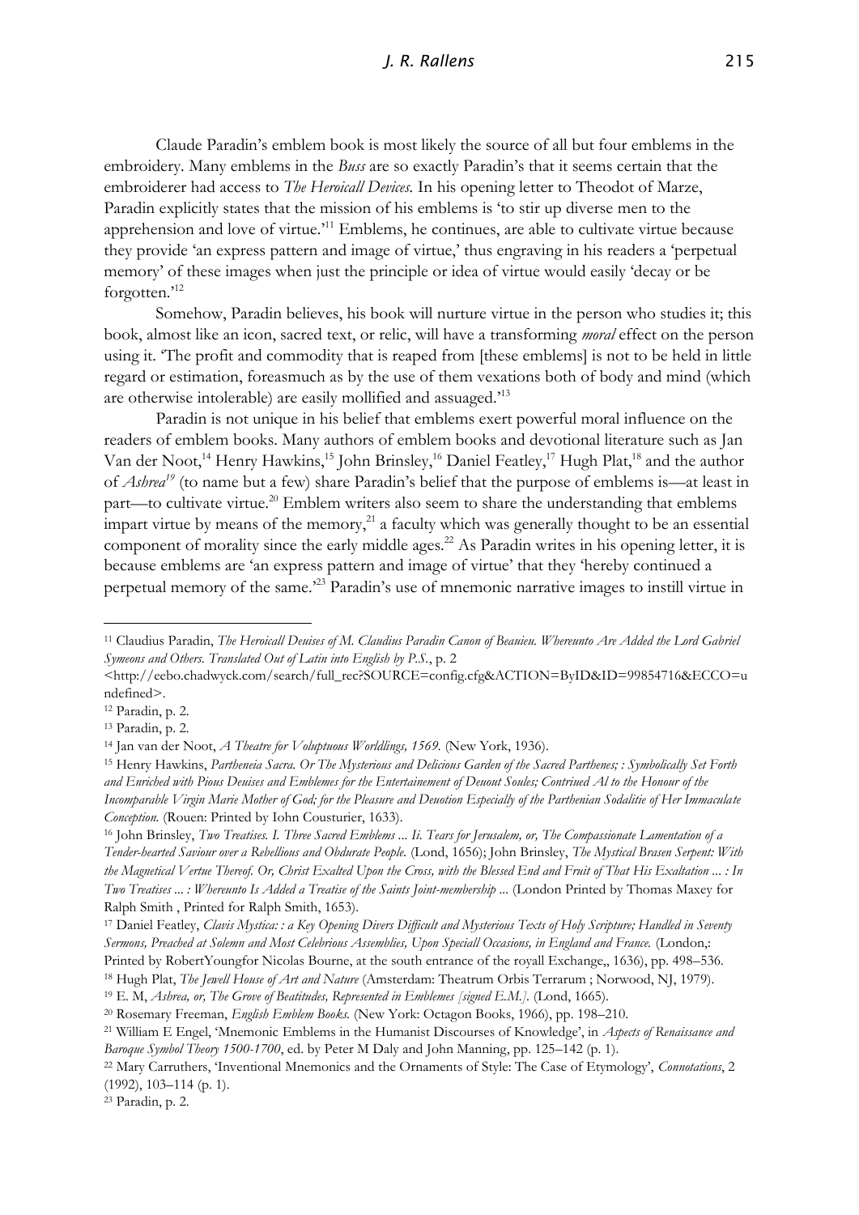Claude Paradin's emblem book is most likely the source of all but four emblems in the embroidery. Many emblems in the *Buss* are so exactly Paradin's that it seems certain that the embroiderer had access to *The Heroicall Devices*. In his opening letter to Theodot of Marze, Paradin explicitly states that the mission of his emblems is 'to stir up diverse men to the apprehension and love of virtue.'[11] Emblems, he continues, are able to cultivate virtue because they provide 'an express pattern and image of virtue,' thus engraving in his readers a 'perpetual memory' of these images when just the principle or idea of virtue would easily 'decay or be forgotten.'[12]

Somehow, Paradin believes, his book will nurture virtue in the person who studies it; this book, almost like an icon, sacred text, or relic, will have a transforming *moral* effect on the person using it. 'The profit and commodity that is reaped from [these emblems] is not to be held in little regard or estimation, foreasmuch as by the use of them vexations both of body and mind (which are otherwise intolerable) are easily mollified and assuaged.'[13]

Paradin is not unique in his belief that emblems exert powerful moral influence on the readers of emblem books. Many authors of emblem books and devotional literature such as Jan Van der Noot,[14] Henry Hawkins,[15] John Brinsley,[16] Daniel Featley,[17] Hugh Plat,[18] and the author of *Ashrea*[19] (to name but a few) share Paradin's belief that the purpose of emblems is—at least in part—to cultivate virtue.[20] Emblem writers also seem to share the understanding that emblems impart virtue by means of the memory,[21] a faculty which was generally thought to be an essential component of morality since the early middle ages.[22] As Paradin writes in his opening letter, it is because emblems are 'an express pattern and image of virtue' that they 'hereby continued a perpetual memory of the same.'[23] Paradin's use of mnemonic narrative images to instill virtue in

---

[11] Claudius Paradin, *The Heroicall Deuises of M. Claudius Paradin Canon of Beauieu. Whereunto Are Added the Lord Gabriel Symeons and Others. Translated Out of Latin into English by P.S.*, p. 2 <http://eebo.chadwyck.com/search/full_rec?SOURCE=config.cfg&ACTION=ByID&ID=99854716&ECCO=undefined>.

[12] Paradin, p. 2.

[13] Paradin, p. 2.

[14] Jan van der Noot, *A Theatre for Voluptuous Worldlings, 1569.* (New York, 1936).

[15] Henry Hawkins, *Partheneia Sacra. Or The Mysterious and Delicious Garden of the Sacred Parthenes; : Symbolically Set Forth and Enriched with Pious Deuises and Emblemes for the Entertainement of Deuout Soules; Contriued Al to the Honour of the Incomparable Virgin Marie Mother of God; for the Pleasure and Deuotion Especially of the Parthenian Sodalitie of Her Immaculate Conception.* (Rouen: Printed by Iohn Cousturier, 1633).

[16] John Brinsley, *Two Treatises. I. Three Sacred Emblems ... Ii. Tears for Jerusalem, or, The Compassionate Lamentation of a Tender-hearted Saviour over a Rebellious and Obdurate People.* (Lond, 1656); John Brinsley, *The Mystical Brasen Serpent: With the Magnetical Vertue Thereof. Or, Christ Exalted Upon the Cross, with the Blessed End and Fruit of That His Exaltation ... : In Two Treatises ... : Whereunto Is Added a Treatise of the Saints Joint-membership ...* (London Printed by Thomas Maxey for Ralph Smith , Printed for Ralph Smith, 1653).

[17] Daniel Featley, *Clavis Mystica: : a Key Opening Divers Difficult and Mysterious Texts of Holy Scripture; Handled in Seventy Sermons, Preached at Solemn and Most Celebrious Assemblies, Upon Speciall Occasions, in England and France.* (London,: Printed by RobertYoungfor Nicolas Bourne, at the south entrance of the royall Exchange,, 1636), pp. 498–536.

[18] Hugh Plat, *The Jewell House of Art and Nature* (Amsterdam: Theatrum Orbis Terrarum ; Norwood, NJ, 1979).

[19] E. M, *Ashrea, or, The Grove of Beatitudes, Represented in Emblemes [signed E.M.].* (Lond, 1665).

[20] Rosemary Freeman, *English Emblem Books.* (New York: Octagon Books, 1966), pp. 198–210.

[21] William E Engel, 'Mnemonic Emblems in the Humanist Discourses of Knowledge', in *Aspects of Renaissance and Baroque Symbol Theory 1500-1700*, ed. by Peter M Daly and John Manning, pp. 125–142 (p. 1).

[22] Mary Carruthers, 'Inventional Mnemonics and the Ornaments of Style: The Case of Etymology', *Connotations*, 2 (1992), 103–114 (p. 1).

[23] Paradin, p. 2.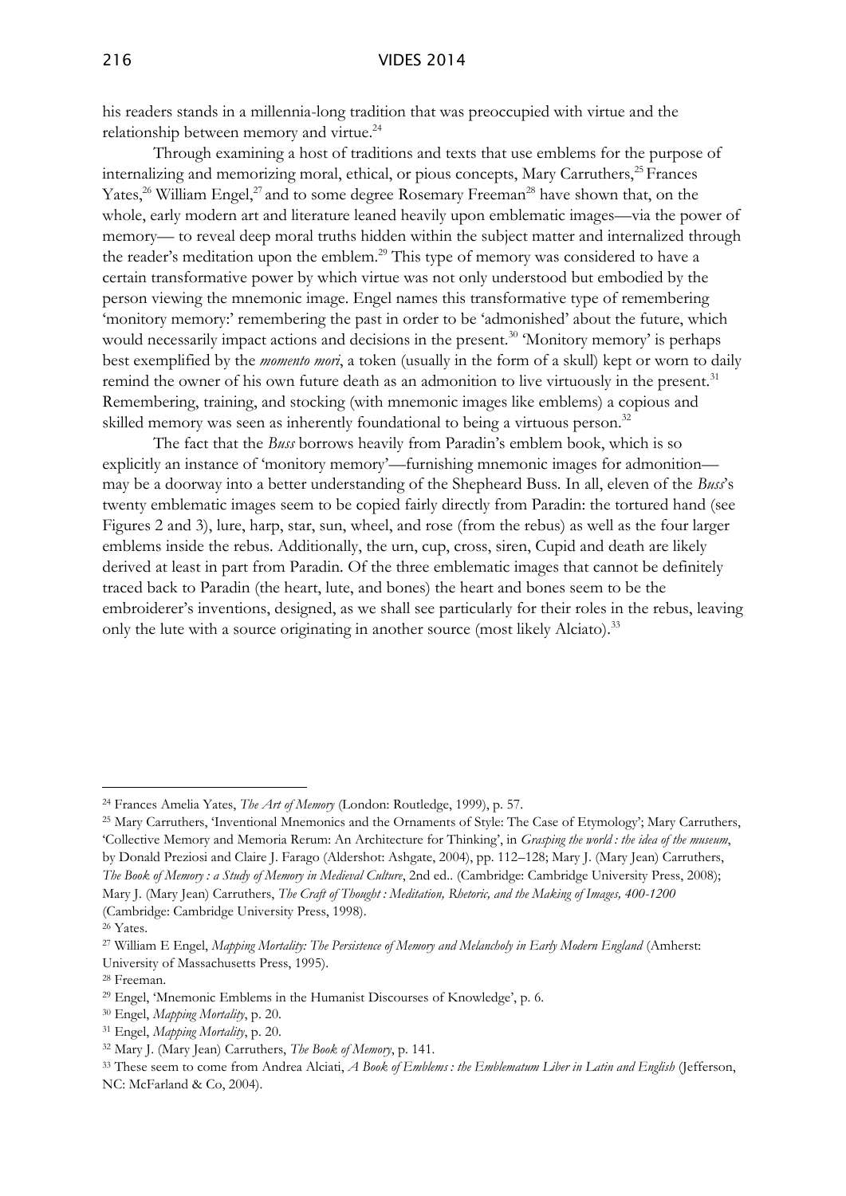his readers stands in a millennia-long tradition that was preoccupied with virtue and the relationship between memory and virtue.[24]

Through examining a host of traditions and texts that use emblems for the purpose of internalizing and memorizing moral, ethical, or pious concepts, Mary Carruthers,[25] Frances Yates,[26] William Engel,[27] and to some degree Rosemary Freeman[28] have shown that, on the whole, early modern art and literature leaned heavily upon emblematic images—via the power of memory— to reveal deep moral truths hidden within the subject matter and internalized through the reader's meditation upon the emblem.[29] This type of memory was considered to have a certain transformative power by which virtue was not only understood but embodied by the person viewing the mnemonic image. Engel names this transformative type of remembering 'monitory memory:' remembering the past in order to be 'admonished' about the future, which would necessarily impact actions and decisions in the present.[30] 'Monitory memory' is perhaps best exemplified by the *momento mori*, a token (usually in the form of a skull) kept or worn to daily remind the owner of his own future death as an admonition to live virtuously in the present.[31] Remembering, training, and stocking (with mnemonic images like emblems) a copious and skilled memory was seen as inherently foundational to being a virtuous person.[32]

The fact that the *Buss* borrows heavily from Paradin's emblem book, which is so explicitly an instance of 'monitory memory'—furnishing mnemonic images for admonition—may be a doorway into a better understanding of the Shepheard Buss. In all, eleven of the *Buss*'s twenty emblematic images seem to be copied fairly directly from Paradin: the tortured hand (see Figures 2 and 3), lure, harp, star, sun, wheel, and rose (from the rebus) as well as the four larger emblems inside the rebus. Additionally, the urn, cup, cross, siren, Cupid and death are likely derived at least in part from Paradin. Of the three emblematic images that cannot be definitely traced back to Paradin (the heart, lute, and bones) the heart and bones seem to be the embroiderer's inventions, designed, as we shall see particularly for their roles in the rebus, leaving only the lute with a source originating in another source (most likely Alciato).[33]

---

[24] Frances Amelia Yates, *The Art of Memory* (London: Routledge, 1999), p. 57.

[25] Mary Carruthers, 'Inventional Mnemonics and the Ornaments of Style: The Case of Etymology'; Mary Carruthers, 'Collective Memory and Memoria Rerum: An Architecture for Thinking', in *Grasping the world : the idea of the museum*, by Donald Preziosi and Claire J. Farago (Aldershot: Ashgate, 2004), pp. 112–128; Mary J. (Mary Jean) Carruthers, *The Book of Memory : a Study of Memory in Medieval Culture*, 2nd ed.. (Cambridge: Cambridge University Press, 2008); Mary J. (Mary Jean) Carruthers, *The Craft of Thought : Meditation, Rhetoric, and the Making of Images, 400-1200* (Cambridge: Cambridge University Press, 1998).

[26] Yates.

[27] William E Engel, *Mapping Mortality: The Persistence of Memory and Melancholy in Early Modern England* (Amherst: University of Massachusetts Press, 1995).

[28] Freeman.

[29] Engel, 'Mnemonic Emblems in the Humanist Discourses of Knowledge', p. 6.

[30] Engel, *Mapping Mortality*, p. 20.

[31] Engel, *Mapping Mortality*, p. 20.

[32] Mary J. (Mary Jean) Carruthers, *The Book of Memory*, p. 141.

[33] These seem to come from Andrea Alciati, *A Book of Emblems : the Emblematum Liber in Latin and English* (Jefferson, NC: McFarland & Co, 2004).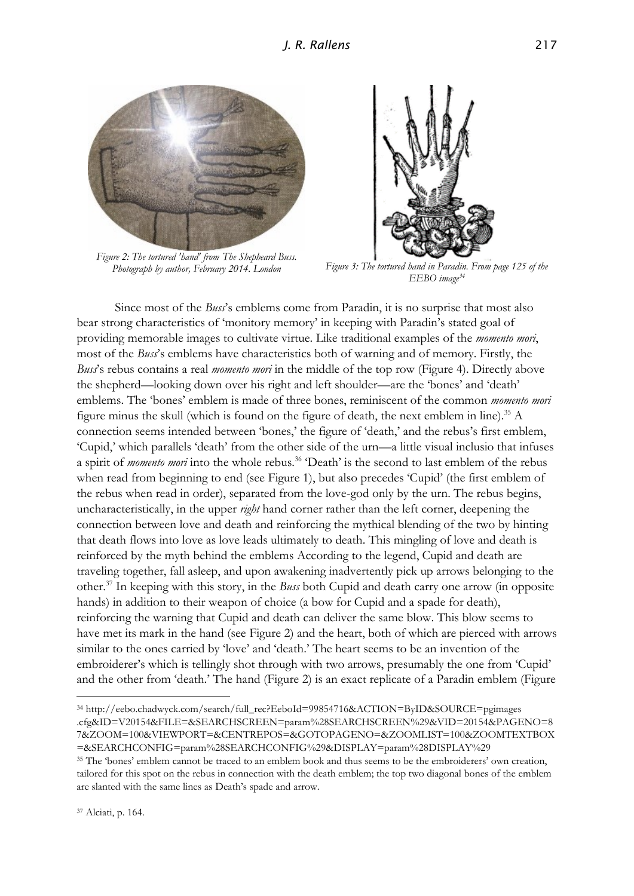*Figure 2: The tortured 'hand' from The Shepheard Buss. Photograph by author, February 2014. London*

*Figure 3: The tortured hand in Paradin. From page 125 of the EEBO image*[34]

Since most of the *Buss*'s emblems come from Paradin, it is no surprise that most also bear strong characteristics of 'monitory memory' in keeping with Paradin's stated goal of providing memorable images to cultivate virtue. Like traditional examples of the *momento mori*, most of the *Buss*'s emblems have characteristics both of warning and of memory. Firstly, the *Buss*'s rebus contains a real *momento mori* in the middle of the top row (Figure 4). Directly above the shepherd—looking down over his right and left shoulder—are the 'bones' and 'death' emblems. The 'bones' emblem is made of three bones, reminiscent of the common *momento mori* figure minus the skull (which is found on the figure of death, the next emblem in line).[35] A connection seems intended between 'bones,' the figure of 'death,' and the rebus's first emblem, 'Cupid,' which parallels 'death' from the other side of the urn—a little visual inclusio that infuses a spirit of *momento mori* into the whole rebus.[36] 'Death' is the second to last emblem of the rebus when read from beginning to end (see Figure 1), but also precedes 'Cupid' (the first emblem of the rebus when read in order), separated from the love-god only by the urn. The rebus begins, uncharacteristically, in the upper *right* hand corner rather than the left corner, deepening the connection between love and death and reinforcing the mythical blending of the two by hinting that death flows into love as love leads ultimately to death. This mingling of love and death is reinforced by the myth behind the emblems According to the legend, Cupid and death are traveling together, fall asleep, and upon awakening inadvertently pick up arrows belonging to the other.[37] In keeping with this story, in the *Buss* both Cupid and death carry one arrow (in opposite hands) in addition to their weapon of choice (a bow for Cupid and a spade for death), reinforcing the warning that Cupid and death can deliver the same blow. This blow seems to have met its mark in the hand (see Figure 2) and the heart, both of which are pierced with arrows similar to the ones carried by 'love' and 'death.' The heart seems to be an invention of the embroiderer's which is tellingly shot through with two arrows, presumably the one from 'Cupid' and the other from 'death.' The hand (Figure 2) is an exact replicate of a Paradin emblem (Figure

---

[34] http://eebo.chadwyck.com/search/full_rec?EeboId=99854716&ACTION=ByID&SOURCE=pgimages.cfg&ID=V20154&FILE=&SEARCHSCREEN=param%28SEARCHSCREEN%29&VID=20154&PAGENO=87&ZOOM=100&VIEWPORT=&CENTREPOS=&GOTOPAGENO=&ZOOMLIST=100&ZOOMTEXTBOX=&SEARCHCONFIG=param%28SEARCHCONFIG%29&DISPLAY=param%28DISPLAY%29

[35] The 'bones' emblem cannot be traced to an emblem book and thus seems to be the embroiderers' own creation, tailored for this spot on the rebus in connection with the death emblem; the top two diagonal bones of the emblem are slanted with the same lines as Death's spade and arrow.

[37] Alciati, p. 164.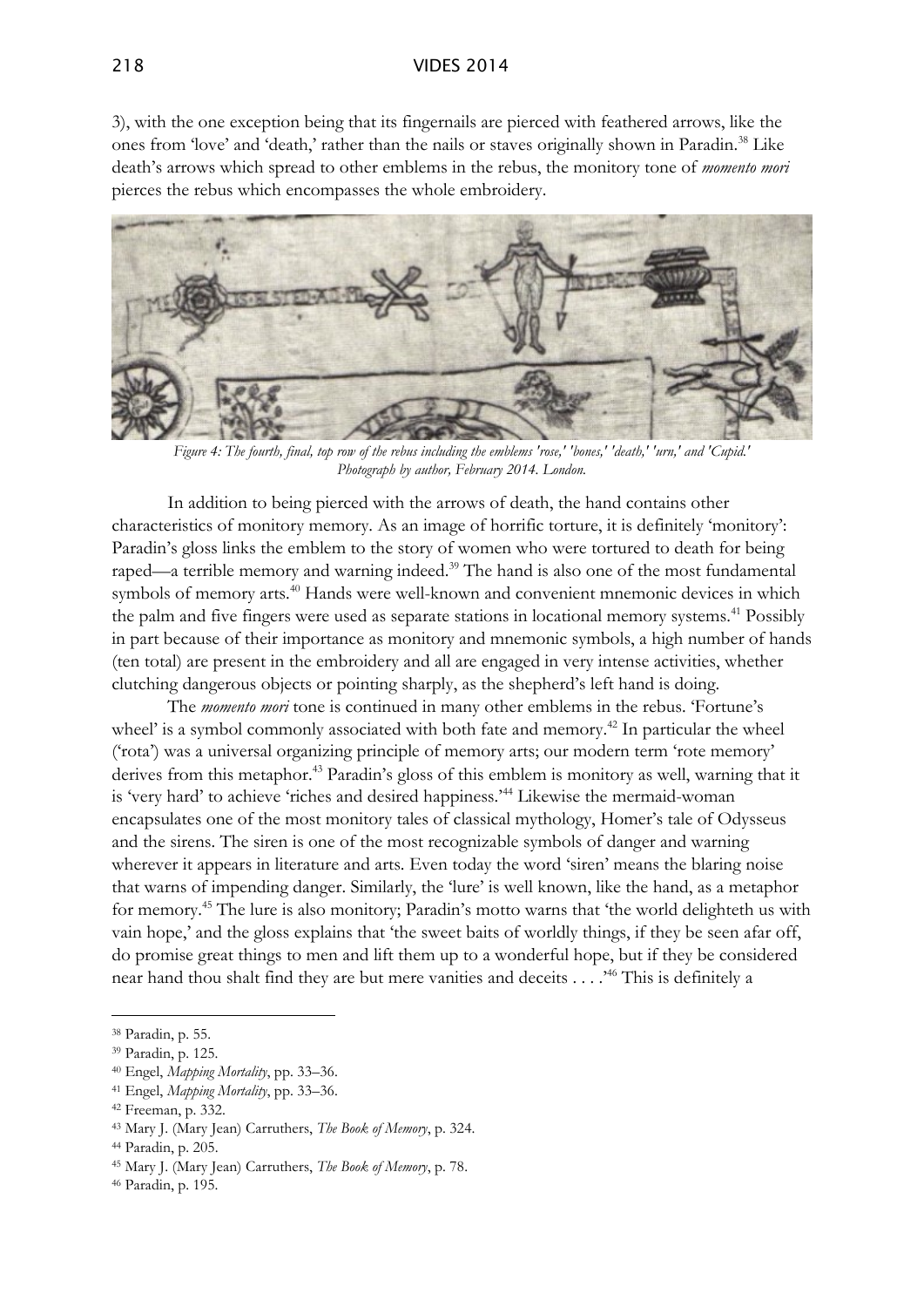3), with the one exception being that its fingernails are pierced with feathered arrows, like the ones from 'love' and 'death,' rather than the nails or staves originally shown in Paradin.[38] Like death's arrows which spread to other emblems in the rebus, the monitory tone of *momento mori* pierces the rebus which encompasses the whole embroidery.

*Figure 4: The fourth, final, top row of the rebus including the emblems 'rose,' 'bones,' 'death,' 'urn,' and 'Cupid.' Photograph by author, February 2014. London.*

In addition to being pierced with the arrows of death, the hand contains other characteristics of monitory memory. As an image of horrific torture, it is definitely 'monitory': Paradin's gloss links the emblem to the story of women who were tortured to death for being raped—a terrible memory and warning indeed.[39] The hand is also one of the most fundamental symbols of memory arts.[40] Hands were well-known and convenient mnemonic devices in which the palm and five fingers were used as separate stations in locational memory systems.[41] Possibly in part because of their importance as monitory and mnemonic symbols, a high number of hands (ten total) are present in the embroidery and all are engaged in very intense activities, whether clutching dangerous objects or pointing sharply, as the shepherd's left hand is doing.

The *momento mori* tone is continued in many other emblems in the rebus. 'Fortune's wheel' is a symbol commonly associated with both fate and memory.[42] In particular the wheel ('rota') was a universal organizing principle of memory arts; our modern term 'rote memory' derives from this metaphor.[43] Paradin's gloss of this emblem is monitory as well, warning that it is 'very hard' to achieve 'riches and desired happiness.'[44] Likewise the mermaid-woman encapsulates one of the most monitory tales of classical mythology, Homer's tale of Odysseus and the sirens. The siren is one of the most recognizable symbols of danger and warning wherever it appears in literature and arts. Even today the word 'siren' means the blaring noise that warns of impending danger. Similarly, the 'lure' is well known, like the hand, as a metaphor for memory.[45] The lure is also monitory; Paradin's motto warns that 'the world delighteth us with vain hope,' and the gloss explains that 'the sweet baits of worldly things, if they be seen afar off, do promise great things to men and lift them up to a wonderful hope, but if they be considered near hand thou shalt find they are but mere vanities and deceits . . . .'[46] This is definitely a

---

[38] Paradin, p. 55.

[39] Paradin, p. 125.

[40] Engel, *Mapping Mortality*, pp. 33–36.

[41] Engel, *Mapping Mortality*, pp. 33–36.

[42] Freeman, p. 332.

[43] Mary J. (Mary Jean) Carruthers, *The Book of Memory*, p. 324.

[44] Paradin, p. 205.

[45] Mary J. (Mary Jean) Carruthers, *The Book of Memory*, p. 78.

[46] Paradin, p. 195.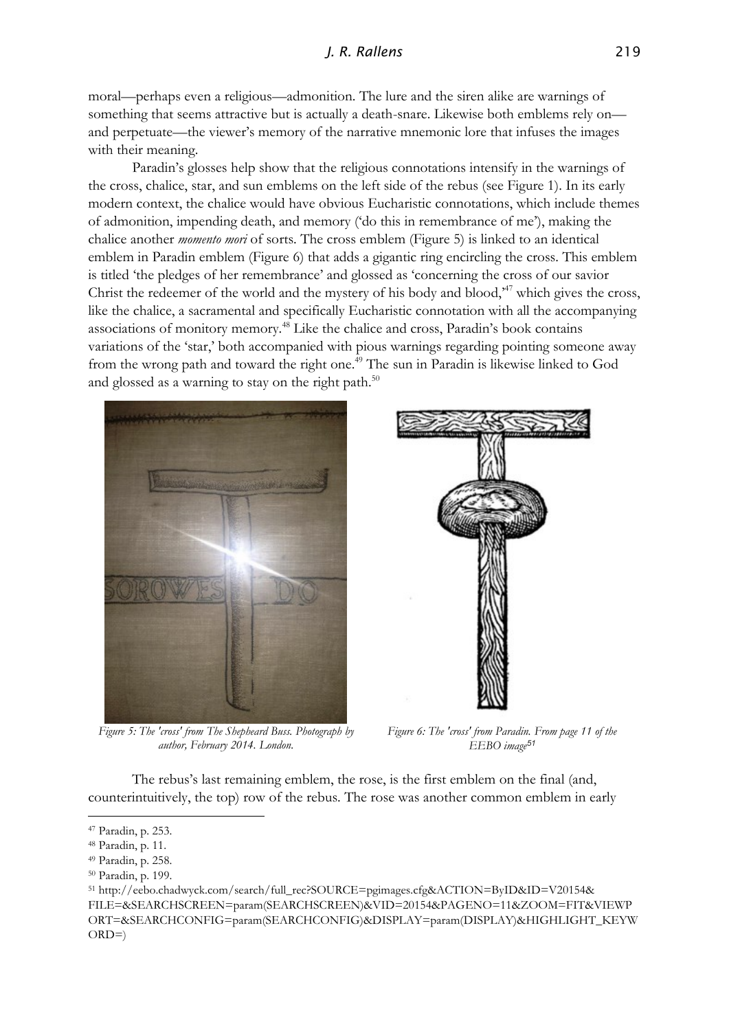moral—perhaps even a religious—admonition. The lure and the siren alike are warnings of something that seems attractive but is actually a death-snare. Likewise both emblems rely on—and perpetuate—the viewer's memory of the narrative mnemonic lore that infuses the images with their meaning.

Paradin's glosses help show that the religious connotations intensify in the warnings of the cross, chalice, star, and sun emblems on the left side of the rebus (see Figure 1). In its early modern context, the chalice would have obvious Eucharistic connotations, which include themes of admonition, impending death, and memory ('do this in remembrance of me'), making the chalice another *momento mori* of sorts. The cross emblem (Figure 5) is linked to an identical emblem in Paradin emblem (Figure 6) that adds a gigantic ring encircling the cross. This emblem is titled 'the pledges of her remembrance' and glossed as 'concerning the cross of our savior Christ the redeemer of the world and the mystery of his body and blood,'[47] which gives the cross, like the chalice, a sacramental and specifically Eucharistic connotation with all the accompanying associations of monitory memory.[48] Like the chalice and cross, Paradin's book contains variations of the 'star,' both accompanied with pious warnings regarding pointing someone away from the wrong path and toward the right one.[49] The sun in Paradin is likewise linked to God and glossed as a warning to stay on the right path.[50]

*Figure 5: The 'cross' from The Shepheard Buss. Photograph by author, February 2014. London.*

*Figure 6: The 'cross' from Paradin. From page 11 of the EEBO image[51]*

The rebus's last remaining emblem, the rose, is the first emblem on the final (and, counterintuitively, the top) row of the rebus. The rose was another common emblem in early

---

[47] Paradin, p. 253.

[48] Paradin, p. 11.

[49] Paradin, p. 258.

[50] Paradin, p. 199.

[51] http://eebo.chadwyck.com/search/full_rec?SOURCE=pgimages.cfg&ACTION=ByID&ID=V20154&FILE=&SEARCHSCREEN=param(SEARCHSCREEN)&VID=20154&PAGENO=11&ZOOM=FIT&VIEWPORT=&SEARCHCONFIG=param(SEARCHCONFIG)&DISPLAY=param(DISPLAY)&HIGHLIGHT_KEYWORD=)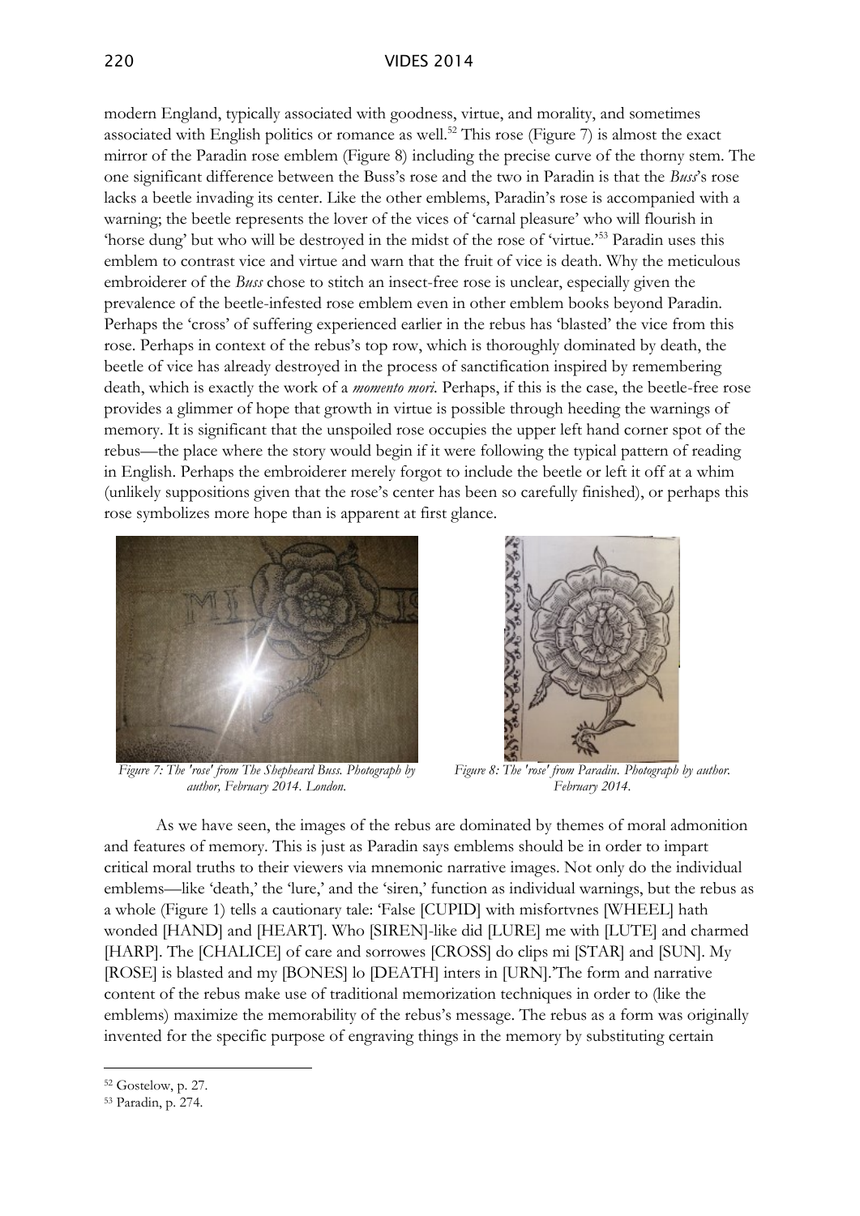modern England, typically associated with goodness, virtue, and morality, and sometimes associated with English politics or romance as well.[52] This rose (Figure 7) is almost the exact mirror of the Paradin rose emblem (Figure 8) including the precise curve of the thorny stem. The one significant difference between the Buss's rose and the two in Paradin is that the *Buss*'s rose lacks a beetle invading its center. Like the other emblems, Paradin's rose is accompanied with a warning; the beetle represents the lover of the vices of 'carnal pleasure' who will flourish in 'horse dung' but who will be destroyed in the midst of the rose of 'virtue.'[53] Paradin uses this emblem to contrast vice and virtue and warn that the fruit of vice is death. Why the meticulous embroiderer of the *Buss* chose to stitch an insect-free rose is unclear, especially given the prevalence of the beetle-infested rose emblem even in other emblem books beyond Paradin. Perhaps the 'cross' of suffering experienced earlier in the rebus has 'blasted' the vice from this rose. Perhaps in context of the rebus's top row, which is thoroughly dominated by death, the beetle of vice has already destroyed in the process of sanctification inspired by remembering death, which is exactly the work of a *momento mori*. Perhaps, if this is the case, the beetle-free rose provides a glimmer of hope that growth in virtue is possible through heeding the warnings of memory. It is significant that the unspoiled rose occupies the upper left hand corner spot of the rebus—the place where the story would begin if it were following the typical pattern of reading in English. Perhaps the embroiderer merely forgot to include the beetle or left it off at a whim (unlikely suppositions given that the rose's center has been so carefully finished), or perhaps this rose symbolizes more hope than is apparent at first glance.

*Figure 7: The 'rose' from The Shepheard Buss. Photograph by author, February 2014. London.*

*Figure 8: The 'rose' from Paradin. Photograph by author. February 2014.*

As we have seen, the images of the rebus are dominated by themes of moral admonition and features of memory. This is just as Paradin says emblems should be in order to impart critical moral truths to their viewers via mnemonic narrative images. Not only do the individual emblems—like 'death,' the 'lure,' and the 'siren,' function as individual warnings, but the rebus as a whole (Figure 1) tells a cautionary tale: 'False [CUPID] with misfortvnes [WHEEL] hath wonded [HAND] and [HEART]. Who [SIREN]-like did [LURE] me with [LUTE] and charmed [HARP]. The [CHALICE] of care and sorrowes [CROSS] do clips mi [STAR] and [SUN]. My [ROSE] is blasted and my [BONES] lo [DEATH] inters in [URN].'The form and narrative content of the rebus make use of traditional memorization techniques in order to (like the emblems) maximize the memorability of the rebus's message. The rebus as a form was originally invented for the specific purpose of engraving things in the memory by substituting certain

---

[52] Gostelow, p. 27.

[53] Paradin, p. 274.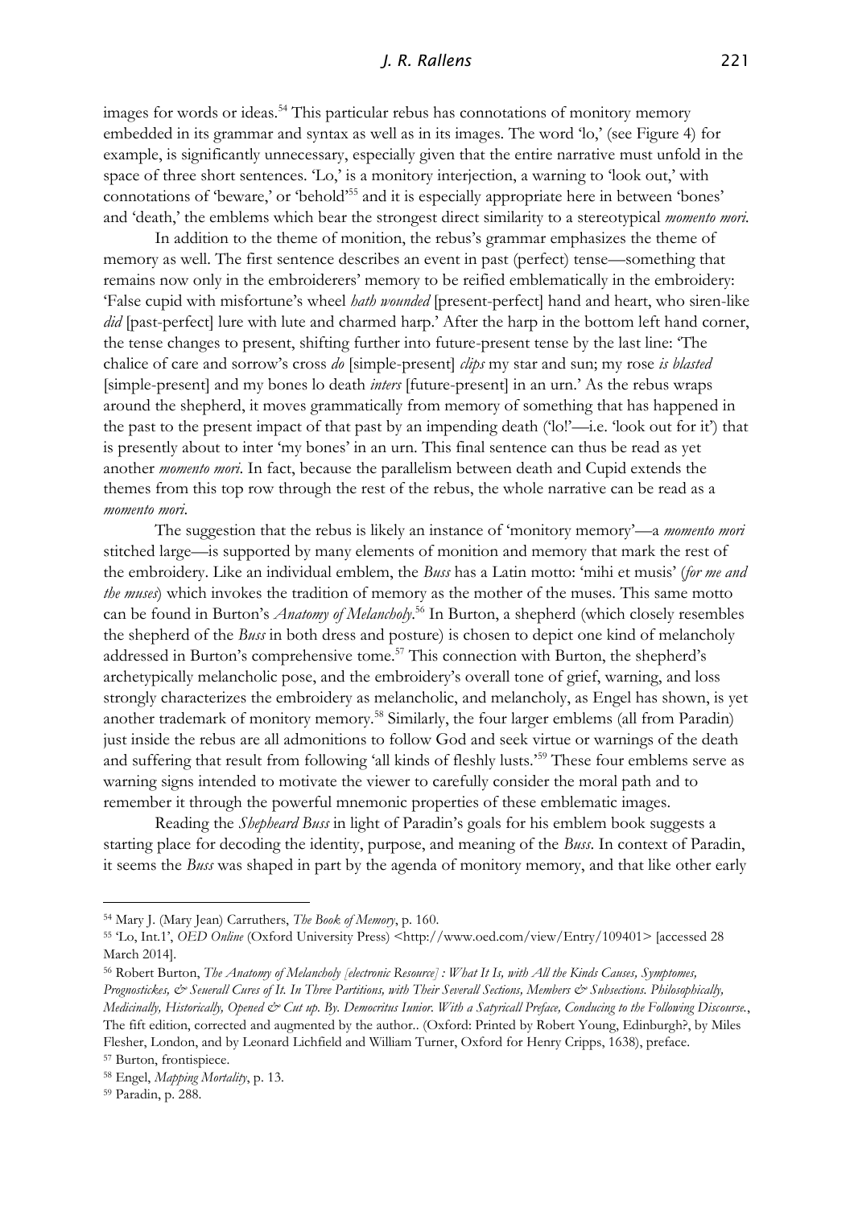images for words or ideas.[54] This particular rebus has connotations of monitory memory embedded in its grammar and syntax as well as in its images. The word 'lo,' (see Figure 4) for example, is significantly unnecessary, especially given that the entire narrative must unfold in the space of three short sentences. 'Lo,' is a monitory interjection, a warning to 'look out,' with connotations of 'beware,' or 'behold'[55] and it is especially appropriate here in between 'bones' and 'death,' the emblems which bear the strongest direct similarity to a stereotypical *momento mori*.

In addition to the theme of monition, the rebus's grammar emphasizes the theme of memory as well. The first sentence describes an event in past (perfect) tense—something that remains now only in the embroiderers' memory to be reified emblematically in the embroidery: 'False cupid with misfortune's wheel *hath wounded* [present-perfect] hand and heart, who siren-like *did* [past-perfect] lure with lute and charmed harp.' After the harp in the bottom left hand corner, the tense changes to present, shifting further into future-present tense by the last line: 'The chalice of care and sorrow's cross *do* [simple-present] *clips* my star and sun; my rose *is blasted* [simple-present] and my bones lo death *inters* [future-present] in an urn.' As the rebus wraps around the shepherd, it moves grammatically from memory of something that has happened in the past to the present impact of that past by an impending death ('lo!'—i.e. 'look out for it') that is presently about to inter 'my bones' in an urn. This final sentence can thus be read as yet another *momento mori*. In fact, because the parallelism between death and Cupid extends the themes from this top row through the rest of the rebus, the whole narrative can be read as a *momento mori*.

The suggestion that the rebus is likely an instance of 'monitory memory'—a *momento mori* stitched large—is supported by many elements of monition and memory that mark the rest of the embroidery. Like an individual emblem, the *Buss* has a Latin motto: 'mihi et musis' (*for me and the muses*) which invokes the tradition of memory as the mother of the muses. This same motto can be found in Burton's *Anatomy of Melancholy*.[56] In Burton, a shepherd (which closely resembles the shepherd of the *Buss* in both dress and posture) is chosen to depict one kind of melancholy addressed in Burton's comprehensive tome.[57] This connection with Burton, the shepherd's archetypically melancholic pose, and the embroidery's overall tone of grief, warning, and loss strongly characterizes the embroidery as melancholic, and melancholy, as Engel has shown, is yet another trademark of monitory memory.[58] Similarly, the four larger emblems (all from Paradin) just inside the rebus are all admonitions to follow God and seek virtue or warnings of the death and suffering that result from following 'all kinds of fleshly lusts.'[59] These four emblems serve as warning signs intended to motivate the viewer to carefully consider the moral path and to remember it through the powerful mnemonic properties of these emblematic images.

Reading the *Shepheard Buss* in light of Paradin's goals for his emblem book suggests a starting place for decoding the identity, purpose, and meaning of the *Buss*. In context of Paradin, it seems the *Buss* was shaped in part by the agenda of monitory memory, and that like other early

---

[54] Mary J. (Mary Jean) Carruthers, *The Book of Memory*, p. 160.

[55] 'Lo, Int.1', *OED Online* (Oxford University Press) <http://www.oed.com/view/Entry/109401> [accessed 28 March 2014].

[56] Robert Burton, *The Anatomy of Melancholy [electronic Resource] : What It Is, with All the Kinds Causes, Symptomes, Prognostickes, & Seuerall Cures of It. In Three Partitions, with Their Severall Sections, Members & Subsections. Philosophically, Medicinally, Historically, Opened & Cut up. By. Democritus Iunior. With a Satyricall Preface, Conducing to the Following Discourse.*, The fift edition, corrected and augmented by the author.. (Oxford: Printed by Robert Young, Edinburgh?, by Miles Flesher, London, and by Leonard Lichfield and William Turner, Oxford for Henry Cripps, 1638), preface.

[57] Burton, frontispiece.

[58] Engel, *Mapping Mortality*, p. 13.

[59] Paradin, p. 288.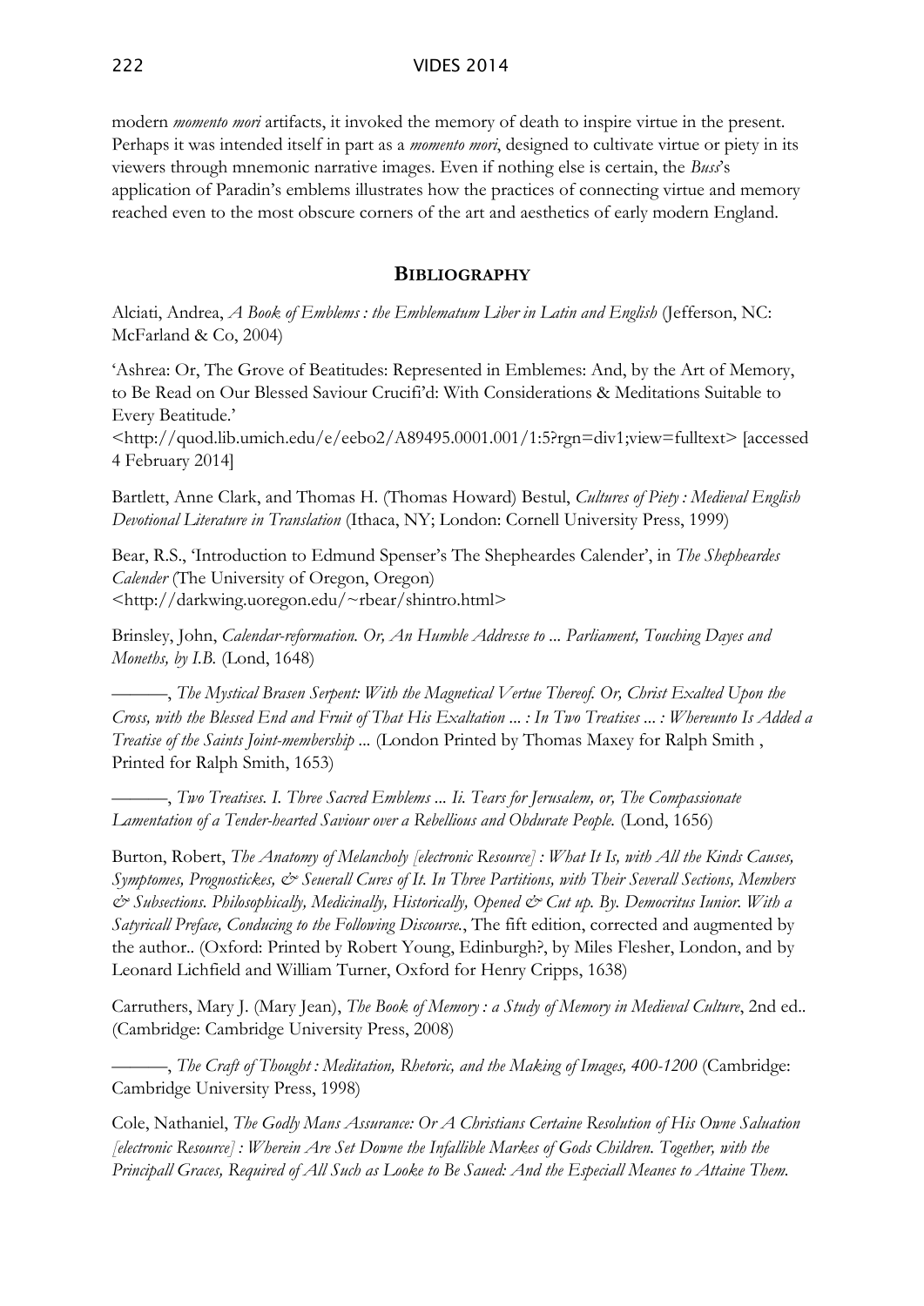modern *momento mori* artifacts, it invoked the memory of death to inspire virtue in the present. Perhaps it was intended itself in part as a *momento mori*, designed to cultivate virtue or piety in its viewers through mnemonic narrative images. Even if nothing else is certain, the *Buss*'s application of Paradin's emblems illustrates how the practices of connecting virtue and memory reached even to the most obscure corners of the art and aesthetics of early modern England.

## **Bibliography**

Alciati, Andrea, *A Book of Emblems : the Emblematum Liber in Latin and English* (Jefferson, NC: McFarland & Co, 2004)

'Ashrea: Or, The Grove of Beatitudes: Represented in Emblemes: And, by the Art of Memory, to Be Read on Our Blessed Saviour Crucifi'd: With Considerations & Meditations Suitable to Every Beatitude.' <http://quod.lib.umich.edu/e/eebo2/A89495.0001.001/1:5?rgn=div1;view=fulltext> [accessed 4 February 2014]

Bartlett, Anne Clark, and Thomas H. (Thomas Howard) Bestul, *Cultures of Piety : Medieval English Devotional Literature in Translation* (Ithaca, NY; London: Cornell University Press, 1999)

Bear, R.S., 'Introduction to Edmund Spenser's The Sheph­eardes Calender', in *The Shepheardes Calender* (The University of Oregon, Oregon) <http://darkwing.uoregon.edu/~rbear/shintro.html>

Brinsley, John, *Calendar-reformation. Or, An Humble Addresse to ... Parliament, Touching Dayes and Moneths, by I.B.* (Lond, 1648)

———, *The Mystical Brasen Serpent: With the Magnetical Vertue Thereof. Or, Christ Exalted Upon the Cross, with the Blessed End and Fruit of That His Exaltation ... : In Two Treatises ... : Whereunto Is Added a Treatise of the Saints Joint-membership ...* (London Printed by Thomas Maxey for Ralph Smith , Printed for Ralph Smith, 1653)

———, *Two Treatises. I. Three Sacred Emblems ... Ii. Tears for Jerusalem, or, The Compassionate Lamentation of a Tender-hearted Saviour over a Rebellious and Obdurate People.* (Lond, 1656)

Burton, Robert, *The Anatomy of Melancholy [electronic Resource] : What It Is, with All the Kinds Causes, Symptomes, Prognostickes, & Seuerall Cures of It. In Three Partitions, with Their Severall Sections, Members & Subsections. Philosophically, Medicinally, Historically, Opened & Cut up. By. Democritus Iunior. With a Satyricall Preface, Conducing to the Following Discourse.*, The fift edition, corrected and augmented by the author.. (Oxford: Printed by Robert Young, Edinburgh?, by Miles Flesher, London, and by Leonard Lichfield and William Turner, Oxford for Henry Cripps, 1638)

Carruthers, Mary J. (Mary Jean), *The Book of Memory : a Study of Memory in Medieval Culture*, 2nd ed.. (Cambridge: Cambridge University Press, 2008)

———, *The Craft of Thought : Meditation, Rhetoric, and the Making of Images, 400-1200* (Cambridge: Cambridge University Press, 1998)

Cole, Nathaniel, *The Godly Mans Assurance: Or A Christians Certaine Resolution of His Owne Saluation [electronic Resource] : Wherein Are Set Downe the Infallible Markes of Gods Children. Together, with the Principall Graces, Required of All Such as Looke to Be Saued: And the Especiall Meanes to Attaine Them.*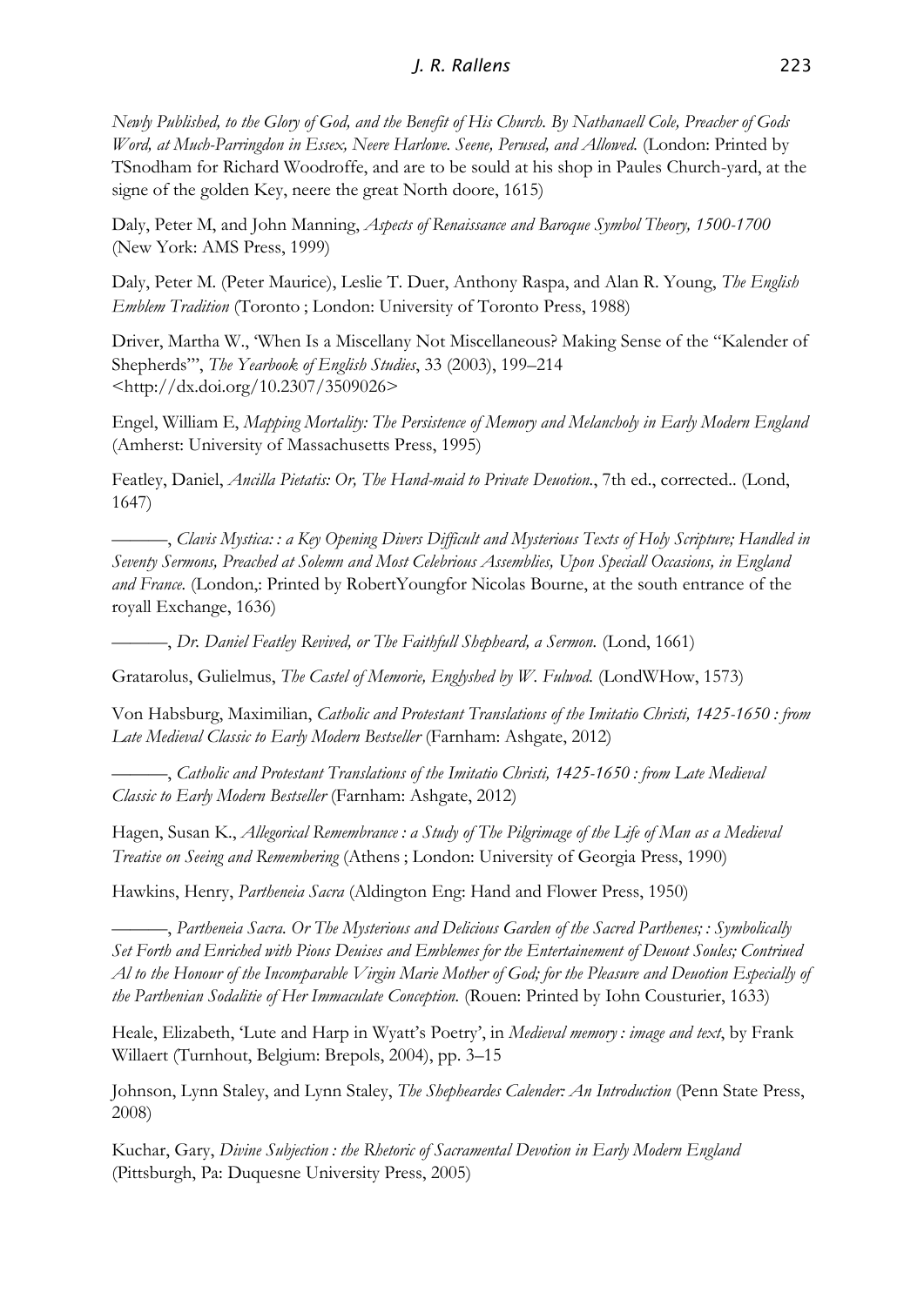*Newly Published, to the Glory of God, and the Benefit of His Church. By Nathanaell Cole, Preacher of Gods Word, at Much-Parringdon in Essex, Neere Harlowe. Seene, Perused, and Allowed.* (London: Printed by TSnodham for Richard Woodroffe, and are to be sould at his shop in Paules Church-yard, at the signe of the golden Key, neere the great North doore, 1615)

Daly, Peter M, and John Manning, *Aspects of Renaissance and Baroque Symbol Theory, 1500-1700* (New York: AMS Press, 1999)

Daly, Peter M. (Peter Maurice), Leslie T. Duer, Anthony Raspa, and Alan R. Young, *The English Emblem Tradition* (Toronto ; London: University of Toronto Press, 1988)

Driver, Martha W., 'When Is a Miscellany Not Miscellaneous? Making Sense of the "Kalender of Shepherds"', *The Yearbook of English Studies*, 33 (2003), 199–214 <http://dx.doi.org/10.2307/3509026>

Engel, William E, *Mapping Mortality: The Persistence of Memory and Melancholy in Early Modern England* (Amherst: University of Massachusetts Press, 1995)

Featley, Daniel, *Ancilla Pietatis: Or, The Hand-maid to Private Deuotion.*, 7th ed., corrected.. (Lond, 1647)

———, *Clavis Mystica: : a Key Opening Divers Difficult and Mysterious Texts of Holy Scripture; Handled in Seventy Sermons, Preached at Solemn and Most Celebrious Assemblies, Upon Speciall Occasions, in England and France.* (London,: Printed by RobertYoungfor Nicolas Bourne, at the south entrance of the royall Exchange, 1636)

———, *Dr. Daniel Featley Revived, or The Faithfull Shepheard, a Sermon.* (Lond, 1661)

Gratarolus, Gulielmus, *The Castel of Memorie, Englyshed by W. Fulwod.* (LondWHow, 1573)

Von Habsburg, Maximilian, *Catholic and Protestant Translations of the Imitatio Christi, 1425-1650 : from Late Medieval Classic to Early Modern Bestseller* (Farnham: Ashgate, 2012)

———, *Catholic and Protestant Translations of the Imitatio Christi, 1425-1650 : from Late Medieval Classic to Early Modern Bestseller* (Farnham: Ashgate, 2012)

Hagen, Susan K., *Allegorical Remembrance : a Study of The Pilgrimage of the Life of Man as a Medieval Treatise on Seeing and Remembering* (Athens ; London: University of Georgia Press, 1990)

Hawkins, Henry, *Partheneia Sacra* (Aldington Eng: Hand and Flower Press, 1950)

———, *Partheneia Sacra. Or The Mysterious and Delicious Garden of the Sacred Parthenes; : Symbolically Set Forth and Enriched with Pious Deuises and Emblemes for the Entertainement of Deuout Soules; Contriued Al to the Honour of the Incomparable Virgin Marie Mother of God; for the Pleasure and Deuotion Especially of the Parthenian Sodalitie of Her Immaculate Conception.* (Rouen: Printed by Iohn Cousturier, 1633)

Heale, Elizabeth, 'Lute and Harp in Wyatt's Poetry', in *Medieval memory : image and text*, by Frank Willaert (Turnhout, Belgium: Brepols, 2004), pp. 3–15

Johnson, Lynn Staley, and Lynn Staley, *The Shepheardes Calender: An Introduction* (Penn State Press, 2008)

Kuchar, Gary, *Divine Subjection : the Rhetoric of Sacramental Devotion in Early Modern England* (Pittsburgh, Pa: Duquesne University Press, 2005)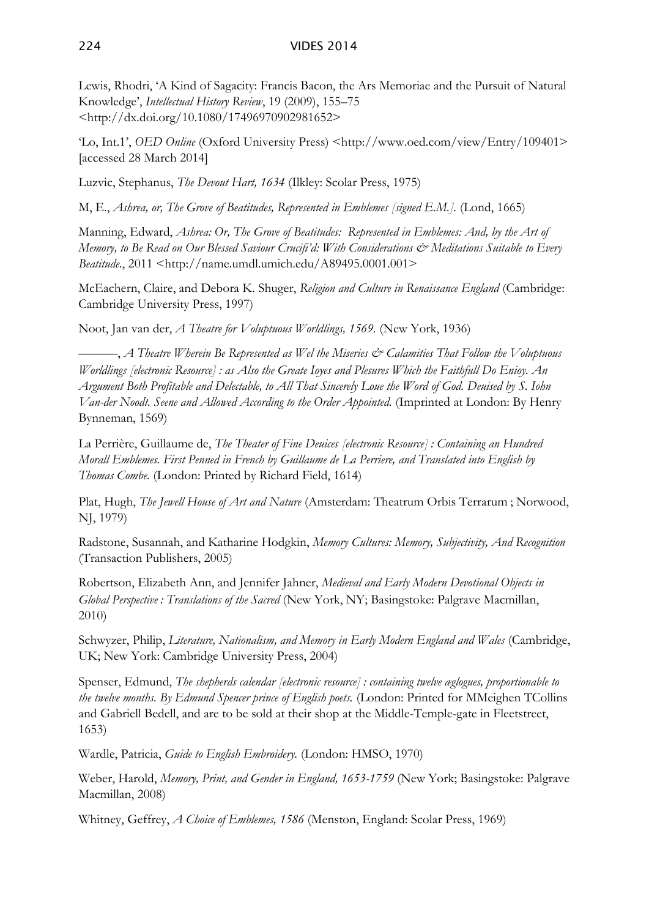Lewis, Rhodri, 'A Kind of Sagacity: Francis Bacon, the Ars Memoriae and the Pursuit of Natural Knowledge', *Intellectual History Review*, 19 (2009), 155–75 <http://dx.doi.org/10.1080/17496970902981652>

'Lo, Int.1', *OED Online* (Oxford University Press) <http://www.oed.com/view/Entry/109401> [accessed 28 March 2014]

Luzvic, Stephanus, *The Devout Hart, 1634* (Ilkley: Scolar Press, 1975)

M, E., *Ashrea, or, The Grove of Beatitudes, Represented in Emblemes [signed E.M.].* (Lond, 1665)

Manning, Edward, *Ashrea: Or, The Grove of Beatitudes: Represented in Emblemes: And, by the Art of Memory, to Be Read on Our Blessed Saviour Crucifi'd: With Considerations & Meditations Suitable to Every Beatitude.*, 2011 <http://name.umdl.umich.edu/A89495.0001.001>

McEachern, Claire, and Debora K. Shuger, *Religion and Culture in Renaissance England* (Cambridge: Cambridge University Press, 1997)

Noot, Jan van der, *A Theatre for Voluptuous Worldlings, 1569.* (New York, 1936)

———, *A Theatre Wherein Be Represented as Wel the Miseries & Calamities That Follow the Voluptuous Worldlings [electronic Resource] : as Also the Greate Ioyes and Plesures Which the Faithfull Do Enioy. An Argument Both Profitable and Delectable, to All That Sincerely Loue the Word of God. Deuised by S. Iohn Van-der Noodt. Seene and Allowed According to the Order Appointed.* (Imprinted at London: By Henry Bynneman, 1569)

La Perrière, Guillaume de, *The Theater of Fine Deuices [electronic Resource] : Containing an Hundred Morall Emblemes. First Penned in French by Guillaume de La Perriere, and Translated into English by Thomas Combe.* (London: Printed by Richard Field, 1614)

Plat, Hugh, *The Jewell House of Art and Nature* (Amsterdam: Theatrum Orbis Terrarum ; Norwood, NJ, 1979)

Radstone, Susannah, and Katharine Hodgkin, *Memory Cultures: Memory, Subjectivity, And Recognition* (Transaction Publishers, 2005)

Robertson, Elizabeth Ann, and Jennifer Jahner, *Medieval and Early Modern Devotional Objects in Global Perspective : Translations of the Sacred* (New York, NY; Basingstoke: Palgrave Macmillan, 2010)

Schwyzer, Philip, *Literature, Nationalism, and Memory in Early Modern England and Wales* (Cambridge, UK; New York: Cambridge University Press, 2004)

Spenser, Edmund, *The shepherds calendar [electronic resource] : containing twelve æglogues, proportionable to the twelve months. By Edmund Spencer prince of English poets.* (London: Printed for MMeighen TCollins and Gabriell Bedell, and are to be sold at their shop at the Middle-Temple-gate in Fleetstreet, 1653)

Wardle, Patricia, *Guide to English Embroidery.* (London: HMSO, 1970)

Weber, Harold, *Memory, Print, and Gender in England, 1653-1759* (New York; Basingstoke: Palgrave Macmillan, 2008)

Whitney, Geffrey, *A Choice of Emblemes, 1586* (Menston, England: Scolar Press, 1969)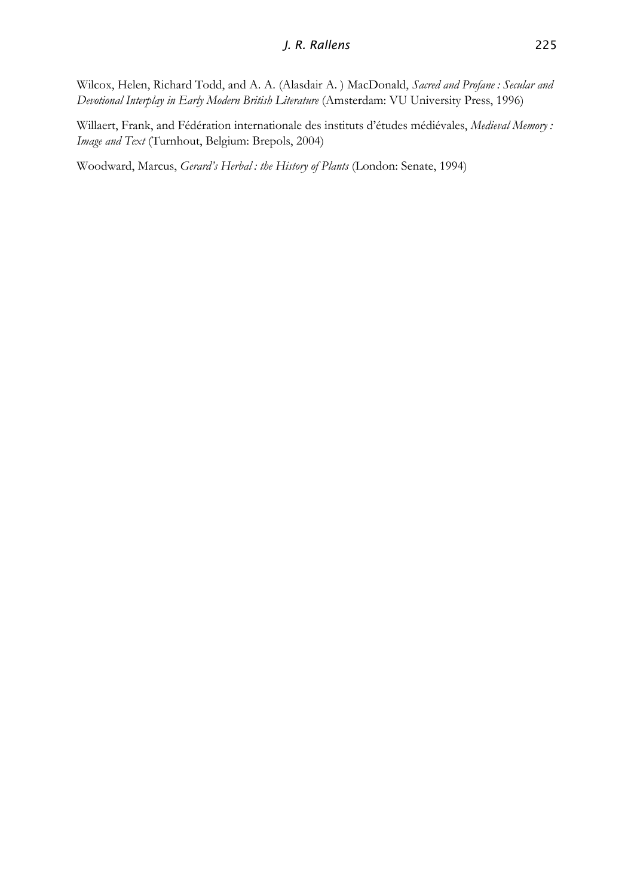Wilcox, Helen, Richard Todd, and A. A. (Alasdair A. ) MacDonald, *Sacred and Profane : Secular and Devotional Interplay in Early Modern British Literature* (Amsterdam: VU University Press, 1996)

Willaert, Frank, and Fédération internationale des instituts d'études médiévales, *Medieval Memory : Image and Text* (Turnhout, Belgium: Brepols, 2004)

Woodward, Marcus, *Gerard's Herbal : the History of Plants* (London: Senate, 1994)